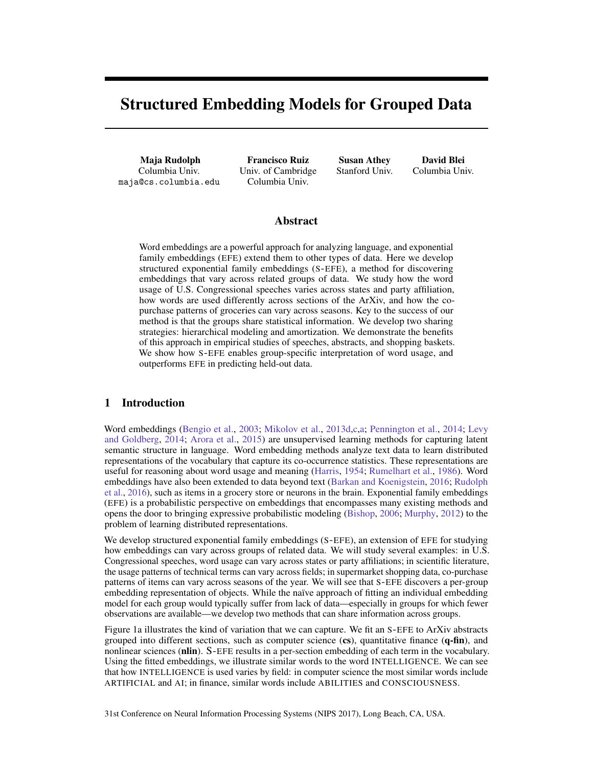# Structured Embedding Models for Grouped Data

**Maja Rudolph**
Columbia Univ.
maja@cs.columbia.edu

**Francisco Ruiz**
Univ. of Cambridge
Columbia Univ.

**Susan Athey**
Stanford Univ.

**David Blei**
Columbia Univ.

## Abstract

Word embeddings are a powerful approach for analyzing language, and exponential family embeddings (EFE) extend them to other types of data. Here we develop structured exponential family embeddings (S-EFE), a method for discovering embeddings that vary across related groups of data. We study how the word usage of U.S. Congressional speeches varies across states and party affiliation, how words are used differently across sections of the ArXiv, and how the co-purchase patterns of groceries can vary across seasons. Key to the success of our method is that the groups share statistical information. We develop two sharing strategies: hierarchical modeling and amortization. We demonstrate the benefits of this approach in empirical studies of speeches, abstracts, and shopping baskets. We show how S-EFE enables group-specific interpretation of word usage, and outperforms EFE in predicting held-out data.

## 1 Introduction

Word embeddings (Bengio et al., 2003; Mikolov et al., 2013d,c,a; Pennington et al., 2014; Levy and Goldberg, 2014; Arora et al., 2015) are unsupervised learning methods for capturing latent semantic structure in language. Word embedding methods analyze text data to learn distributed representations of the vocabulary that capture its co-occurrence statistics. These representations are useful for reasoning about word usage and meaning (Harris, 1954; Rumelhart et al., 1986). Word embeddings have also been extended to data beyond text (Barkan and Koenigstein, 2016; Rudolph et al., 2016), such as items in a grocery store or neurons in the brain. Exponential family embeddings (EFE) is a probabilistic perspective on embeddings that encompasses many existing methods and opens the door to bringing expressive probabilistic modeling (Bishop, 2006; Murphy, 2012) to the problem of learning distributed representations.

We develop structured exponential family embeddings (S-EFE), an extension of EFE for studying how embeddings can vary across groups of related data. We will study several examples: in U.S. Congressional speeches, word usage can vary across states or party affiliations; in scientific literature, the usage patterns of technical terms can vary across fields; in supermarket shopping data, co-purchase patterns of items can vary across seasons of the year. We will see that S-EFE discovers a per-group embedding representation of objects. While the naïve approach of fitting an individual embedding model for each group would typically suffer from lack of data—especially in groups for which fewer observations are available—we develop two methods that can share information across groups.

Figure 1a illustrates the kind of variation that we can capture. We fit an S-EFE to ArXiv abstracts grouped into different sections, such as computer science (**cs**), quantitative finance (**q-fin**), and nonlinear sciences (**nlin**). S-EFE results in a per-section embedding of each term in the vocabulary. Using the fitted embeddings, we illustrate similar words to the word INTELLIGENCE. We can see that how INTELLIGENCE is used varies by field: in computer science the most similar words include ARTIFICIAL and AI; in finance, similar words include ABILITIES and CONSCIOUSNESS.

31st Conference on Neural Information Processing Systems (NIPS 2017), Long Beach, CA, USA.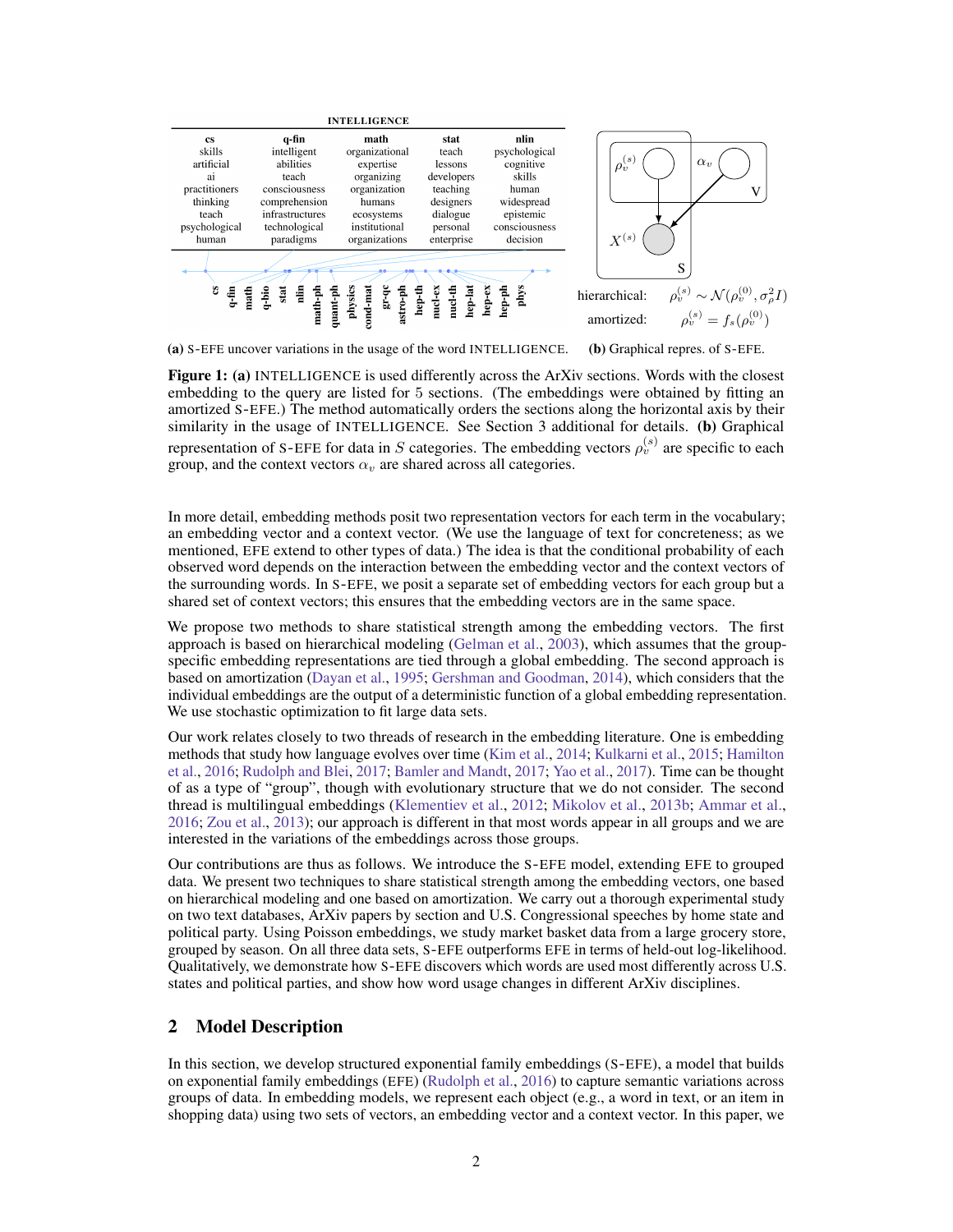**INTELLIGENCE**

| cs | q-fin | math | stat | nlin |
|---|---|---|---|---|
| skills | intelligent | organizational | teach | psychological |
| artificial | abilities | expertise | lessons | cognitive |
| ai | teach | organizing | developers | skills |
| practitioners | consciousness | organization | teaching | human |
| thinking | comprehension | humans | designers | widespread |
| teach | infrastructures | ecosystems | dialogue | epistemic |
| psychological | technological | institutional | personal | consciousness |
| human | paradigms | organizations | enterprise | decision |

cs, q-fin, math, q-bio, stat, nlin, math-ph, quant-ph, physics, cond-mat, gr-qc, astro-ph, hep-th, nucl-ex, nucl-th, hep-lat, hep-ex, hep-ph, phys

hierarchical: $\rho_v^{(s)} \sim \mathcal{N}(\rho_v^{(0)}, \sigma_\rho^2 I)$

amortized: $\rho_v^{(s)} = f_s(\rho_v^{(0)})$

**(a)** S-EFE uncover variations in the usage of the word INTELLIGENCE. **(b)** Graphical repres. of S-EFE.

**Figure 1: (a)** INTELLIGENCE is used differently across the ArXiv sections. Words with the closest embedding to the query are listed for 5 sections. (The embeddings were obtained by fitting an amortized S-EFE.) The method automatically orders the sections along the horizontal axis by their similarity in the usage of INTELLIGENCE. See Section 3 additional for details. **(b)** Graphical representation of S-EFE for data in $S$ categories. The embedding vectors $\rho_v^{(s)}$ are specific to each group, and the context vectors $\alpha_v$ are shared across all categories.

In more detail, embedding methods posit two representation vectors for each term in the vocabulary; an embedding vector and a context vector. (We use the language of text for concreteness; as we mentioned, EFE extend to other types of data.) The idea is that the conditional probability of each observed word depends on the interaction between the embedding vector and the context vectors of the surrounding words. In S-EFE, we posit a separate set of embedding vectors for each group but a shared set of context vectors; this ensures that the embedding vectors are in the same space.

We propose two methods to share statistical strength among the embedding vectors. The first approach is based on hierarchical modeling (Gelman et al., 2003), which assumes that the group-specific embedding representations are tied through a global embedding. The second approach is based on amortization (Dayan et al., 1995; Gershman and Goodman, 2014), which considers that the individual embeddings are the output of a deterministic function of a global embedding representation. We use stochastic optimization to fit large data sets.

Our work relates closely to two threads of research in the embedding literature. One is embedding methods that study how language evolves over time (Kim et al., 2014; Kulkarni et al., 2015; Hamilton et al., 2016; Rudolph and Blei, 2017; Bamler and Mandt, 2017; Yao et al., 2017). Time can be thought of as a type of "group", though with evolutionary structure that we do not consider. The second thread is multilingual embeddings (Klementiev et al., 2012; Mikolov et al., 2013b; Ammar et al., 2016; Zou et al., 2013); our approach is different in that most words appear in all groups and we are interested in the variations of the embeddings across those groups.

Our contributions are thus as follows. We introduce the S-EFE model, extending EFE to grouped data. We present two techniques to share statistical strength among the embedding vectors, one based on hierarchical modeling and one based on amortization. We carry out a thorough experimental study on two text databases, ArXiv papers by section and U.S. Congressional speeches by home state and political party. Using Poisson embeddings, we study market basket data from a large grocery store, grouped by season. On all three data sets, S-EFE outperforms EFE in terms of held-out log-likelihood. Qualitatively, we demonstrate how S-EFE discovers which words are used most differently across U.S. states and political parties, and show how word usage changes in different ArXiv disciplines.

## 2 Model Description

In this section, we develop structured exponential family embeddings (S-EFE), a model that builds on exponential family embeddings (EFE) (Rudolph et al., 2016) to capture semantic variations across groups of data. In embedding models, we represent each object (e.g., a word in text, or an item in shopping data) using two sets of vectors, an embedding vector and a context vector. In this paper, we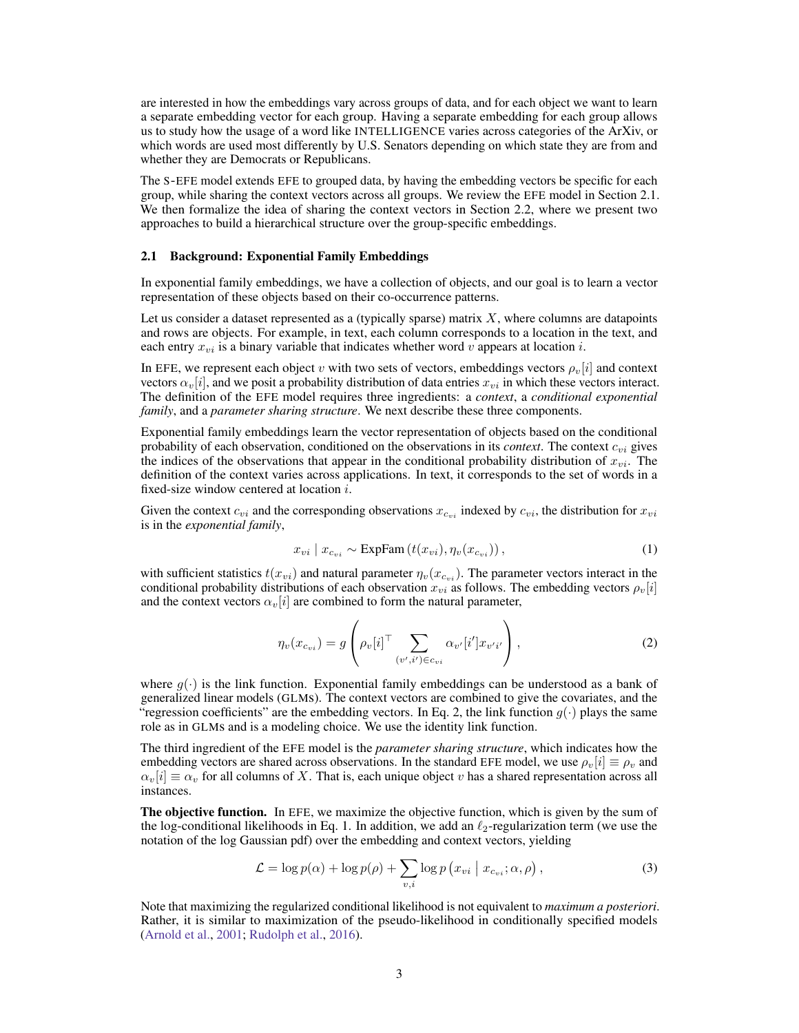are interested in how the embeddings vary across groups of data, and for each object we want to learn a separate embedding vector for each group. Having a separate embedding for each group allows us to study how the usage of a word like INTELLIGENCE varies across categories of the ArXiv, or which words are used most differently by U.S. Senators depending on which state they are from and whether they are Democrats or Republicans.

The S-EFE model extends EFE to grouped data, by having the embedding vectors be specific for each group, while sharing the context vectors across all groups. We review the EFE model in Section 2.1. We then formalize the idea of sharing the context vectors in Section 2.2, where we present two approaches to build a hierarchical structure over the group-specific embeddings.

### 2.1 Background: Exponential Family Embeddings

In exponential family embeddings, we have a collection of objects, and our goal is to learn a vector representation of these objects based on their co-occurrence patterns.

Let us consider a dataset represented as a (typically sparse) matrix $X$, where columns are datapoints and rows are objects. For example, in text, each column corresponds to a location in the text, and each entry $x_{vi}$ is a binary variable that indicates whether word $v$ appears at location $i$.

In EFE, we represent each object $v$ with two sets of vectors, embeddings vectors $\rho_v[i]$ and context vectors $\alpha_v[i]$, and we posit a probability distribution of data entries $x_{vi}$ in which these vectors interact. The definition of the EFE model requires three ingredients: a *context*, a *conditional exponential family*, and a *parameter sharing structure*. We next describe these three components.

Exponential family embeddings learn the vector representation of objects based on the conditional probability of each observation, conditioned on the observations in its *context*. The context $c_{vi}$ gives the indices of the observations that appear in the conditional probability distribution of $x_{vi}$. The definition of the context varies across applications. In text, it corresponds to the set of words in a fixed-size window centered at location $i$.

Given the context $c_{vi}$ and the corresponding observations $x_{c_{vi}}$ indexed by $c_{vi}$, the distribution for $x_{vi}$ is in the *exponential family*,

$$x_{vi} \mid x_{c_{vi}} \sim \text{ExpFam}\left(t(x_{vi}), \eta_v(x_{c_{vi}})\right), \tag{1}$$

with sufficient statistics $t(x_{vi})$ and natural parameter $\eta_v(x_{c_{vi}})$. The parameter vectors interact in the conditional probability distributions of each observation $x_{vi}$ as follows. The embedding vectors $\rho_v[i]$ and the context vectors $\alpha_v[i]$ are combined to form the natural parameter,

$$\eta_v(x_{c_{vi}}) = g\left(\rho_v[i]^\top \sum_{(v',i')\in c_{vi}} \alpha_{v'}[i'] x_{v'i'}\right), \tag{2}$$

where $g(\cdot)$ is the link function. Exponential family embeddings can be understood as a bank of generalized linear models (GLMs). The context vectors are combined to give the covariates, and the "regression coefficients" are the embedding vectors. In Eq. 2, the link function $g(\cdot)$ plays the same role as in GLMs and is a modeling choice. We use the identity link function.

The third ingredient of the EFE model is the *parameter sharing structure*, which indicates how the embedding vectors are shared across observations. In the standard EFE model, we use $\rho_v[i] \equiv \rho_v$ and $\alpha_v[i] \equiv \alpha_v$ for all columns of $X$. That is, each unique object $v$ has a shared representation across all instances.

**The objective function.** In EFE, we maximize the objective function, which is given by the sum of the log-conditional likelihoods in Eq. 1. In addition, we add an $\ell_2$-regularization term (we use the notation of the log Gaussian pdf) over the embedding and context vectors, yielding

$$\mathcal{L} = \log p(\alpha) + \log p(\rho) + \sum_{v,i} \log p\left(x_{vi} \mid x_{c_{vi}}; \alpha, \rho\right), \tag{3}$$

Note that maximizing the regularized conditional likelihood is not equivalent to *maximum a posteriori*. Rather, it is similar to maximization of the pseudo-likelihood in conditionally specified models (Arnold et al., 2001; Rudolph et al., 2016).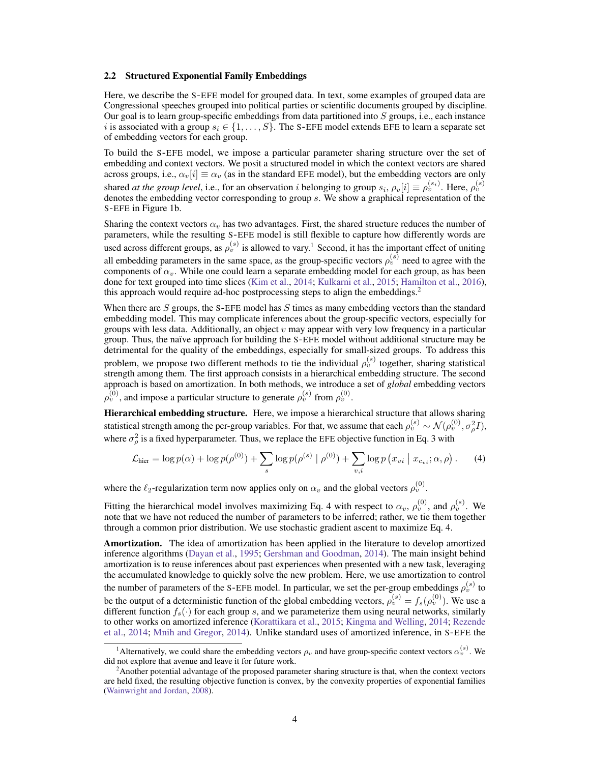## 2.2 Structured Exponential Family Embeddings

Here, we describe the S-EFE model for grouped data. In text, some examples of grouped data are Congressional speeches grouped into political parties or scientific documents grouped by discipline. Our goal is to learn group-specific embeddings from data partitioned into $S$ groups, i.e., each instance $i$ is associated with a group $s_i \in \{1, \ldots, S\}$. The S-EFE model extends EFE to learn a separate set of embedding vectors for each group.

To build the S-EFE model, we impose a particular parameter sharing structure over the set of embedding and context vectors. We posit a structured model in which the context vectors are shared across groups, i.e., $\alpha_v[i] \equiv \alpha_v$ (as in the standard EFE model), but the embedding vectors are only shared *at the group level*, i.e., for an observation $i$ belonging to group $s_i$, $\rho_v[i] \equiv \rho_v^{(s_i)}$. Here, $\rho_v^{(s)}$ denotes the embedding vector corresponding to group $s$. We show a graphical representation of the S-EFE in Figure 1b.

Sharing the context vectors $\alpha_v$ has two advantages. First, the shared structure reduces the number of parameters, while the resulting S-EFE model is still flexible to capture how differently words are used across different groups, as $\rho_v^{(s)}$ is allowed to vary.[1] Second, it has the important effect of uniting all embedding parameters in the same space, as the group-specific vectors $\rho_v^{(s)}$ need to agree with the components of $\alpha_v$. While one could learn a separate embedding model for each group, as has been done for text grouped into time slices (Kim et al., 2014; Kulkarni et al., 2015; Hamilton et al., 2016), this approach would require ad-hoc postprocessing steps to align the embeddings.[2]

When there are $S$ groups, the S-EFE model has $S$ times as many embedding vectors than the standard embedding model. This may complicate inferences about the group-specific vectors, especially for groups with less data. Additionally, an object $v$ may appear with very low frequency in a particular group. Thus, the naïve approach for building the S-EFE model without additional structure may be detrimental for the quality of the embeddings, especially for small-sized groups. To address this problem, we propose two different methods to tie the individual $\rho_v^{(s)}$ together, sharing statistical strength among them. The first approach consists in a hierarchical embedding structure. The second approach is based on amortization. In both methods, we introduce a set of *global* embedding vectors $\rho_v^{(0)}$, and impose a particular structure to generate $\rho_v^{(s)}$ from $\rho_v^{(0)}$.

**Hierarchical embedding structure.** Here, we impose a hierarchical structure that allows sharing statistical strength among the per-group variables. For that, we assume that each $\rho_v^{(s)} \sim \mathcal{N}(\rho_v^{(0)}, \sigma_\rho^2 I)$, where $\sigma_\rho^2$ is a fixed hyperparameter. Thus, we replace the EFE objective function in Eq. 3 with

$$\mathcal{L}_{\text{hier}} = \log p(\alpha) + \log p(\rho^{(0)}) + \sum_s \log p(\rho^{(s)} \mid \rho^{(0)}) + \sum_{v,i} \log p\left(x_{vi} \mid x_{c_{vi}}; \alpha, \rho\right). \tag{4}$$

where the $\ell_2$-regularization term now applies only on $\alpha_v$ and the global vectors $\rho_v^{(0)}$.

Fitting the hierarchical model involves maximizing Eq. 4 with respect to $\alpha_v$, $\rho_v^{(0)}$, and $\rho_v^{(s)}$. We note that we have not reduced the number of parameters to be inferred; rather, we tie them together through a common prior distribution. We use stochastic gradient ascent to maximize Eq. 4.

**Amortization.** The idea of amortization has been applied in the literature to develop amortized inference algorithms (Dayan et al., 1995; Gershman and Goodman, 2014). The main insight behind amortization is to reuse inferences about past experiences when presented with a new task, leveraging the accumulated knowledge to quickly solve the new problem. Here, we use amortization to control the number of parameters of the S-EFE model. In particular, we set the per-group embeddings $\rho_v^{(s)}$ to be the output of a deterministic function of the global embedding vectors, $\rho_v^{(s)} = f_s(\rho_v^{(0)})$. We use a different function $f_s(\cdot)$ for each group $s$, and we parameterize them using neural networks, similarly to other works on amortized inference (Korattikara et al., 2015; Kingma and Welling, 2014; Rezende et al., 2014; Mnih and Gregor, 2014). Unlike standard uses of amortized inference, in S-EFE the

[1] Alternatively, we could share the embedding vectors $\rho_v$ and have group-specific context vectors $\alpha_v^{(s)}$. We did not explore that avenue and leave it for future work.

[2] Another potential advantage of the proposed parameter sharing structure is that, when the context vectors are held fixed, the resulting objective function is convex, by the convexity properties of exponential families (Wainwright and Jordan, 2008).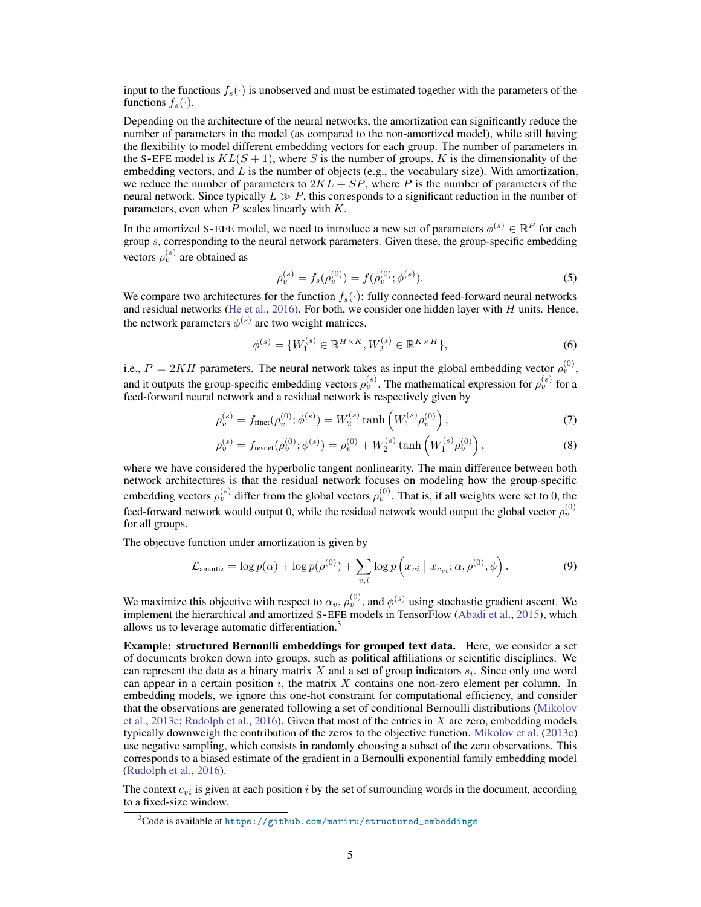input to the functions $f_s(\cdot)$ is unobserved and must be estimated together with the parameters of the functions $f_s(\cdot)$.

Depending on the architecture of the neural networks, the amortization can significantly reduce the number of parameters in the model (as compared to the non-amortized model), while still having the flexibility to model different embedding vectors for each group. The number of parameters in the S-EFE model is $KL(S+1)$, where $S$ is the number of groups, $K$ is the dimensionality of the embedding vectors, and $L$ is the number of objects (e.g., the vocabulary size). With amortization, we reduce the number of parameters to $2KL + SP$, where $P$ is the number of parameters of the neural network. Since typically $L \gg P$, this corresponds to a significant reduction in the number of parameters, even when $P$ scales linearly with $K$.

In the amortized S-EFE model, we need to introduce a new set of parameters $\phi^{(s)} \in \mathbb{R}^P$ for each group $s$, corresponding to the neural network parameters. Given these, the group-specific embedding vectors $\rho_v^{(s)}$ are obtained as

$$\rho_v^{(s)} = f_s(\rho_v^{(0)}) = f(\rho_v^{(0)}; \phi^{(s)}). \tag{5}$$

We compare two architectures for the function $f_s(\cdot)$: fully connected feed-forward neural networks and residual networks (He et al., 2016). For both, we consider one hidden layer with $H$ units. Hence, the network parameters $\phi^{(s)}$ are two weight matrices,

$$\phi^{(s)} = \{W_1^{(s)} \in \mathbb{R}^{H \times K}, W_2^{(s)} \in \mathbb{R}^{K \times H}\}, \tag{6}$$

i.e., $P = 2KH$ parameters. The neural network takes as input the global embedding vector $\rho_v^{(0)}$, and it outputs the group-specific embedding vectors $\rho_v^{(s)}$. The mathematical expression for $\rho_v^{(s)}$ for a feed-forward neural network and a residual network is respectively given by

$$\rho_v^{(s)} = f_{\text{ffnet}}(\rho_v^{(0)}; \phi^{(s)}) = W_2^{(s)} \tanh\left(W_1^{(s)} \rho_v^{(0)}\right), \tag{7}$$

$$\rho_v^{(s)} = f_{\text{resnet}}(\rho_v^{(0)}; \phi^{(s)}) = \rho_v^{(0)} + W_2^{(s)} \tanh\left(W_1^{(s)} \rho_v^{(0)}\right), \tag{8}$$

where we have considered the hyperbolic tangent nonlinearity. The main difference between both network architectures is that the residual network focuses on modeling how the group-specific embedding vectors $\rho_v^{(s)}$ differ from the global vectors $\rho_v^{(0)}$. That is, if all weights were set to 0, the feed-forward network would output 0, while the residual network would output the global vector $\rho_v^{(0)}$ for all groups.

The objective function under amortization is given by

$$\mathcal{L}_{\text{amortiz}} = \log p(\alpha) + \log p(\rho^{(0)}) + \sum_{v,i} \log p\left(x_{vi} \mid x_{c_{vi}}; \alpha, \rho^{(0)}, \phi\right). \tag{9}$$

We maximize this objective with respect to $\alpha_v$, $\rho_v^{(0)}$, and $\phi^{(s)}$ using stochastic gradient ascent. We implement the hierarchical and amortized S-EFE models in TensorFlow (Abadi et al., 2015), which allows us to leverage automatic differentiation.[3]

**Example: structured Bernoulli embeddings for grouped text data.** Here, we consider a set of documents broken down into groups, such as political affiliations or scientific disciplines. We can represent the data as a binary matrix $X$ and a set of group indicators $s_i$. Since only one word can appear in a certain position $i$, the matrix $X$ contains one non-zero element per column. In embedding models, we ignore this one-hot constraint for computational efficiency, and consider that the observations are generated following a set of conditional Bernoulli distributions (Mikolov et al., 2013c; Rudolph et al., 2016). Given that most of the entries in $X$ are zero, embedding models typically downweigh the contribution of the zeros to the objective function. Mikolov et al. (2013c) use negative sampling, which consists in randomly choosing a subset of the zero observations. This corresponds to a biased estimate of the gradient in a Bernoulli exponential family embedding model (Rudolph et al., 2016).

The context $c_{vi}$ is given at each position $i$ by the set of surrounding words in the document, according to a fixed-size window.

[3] Code is available at https://github.com/mariru/structured_embeddings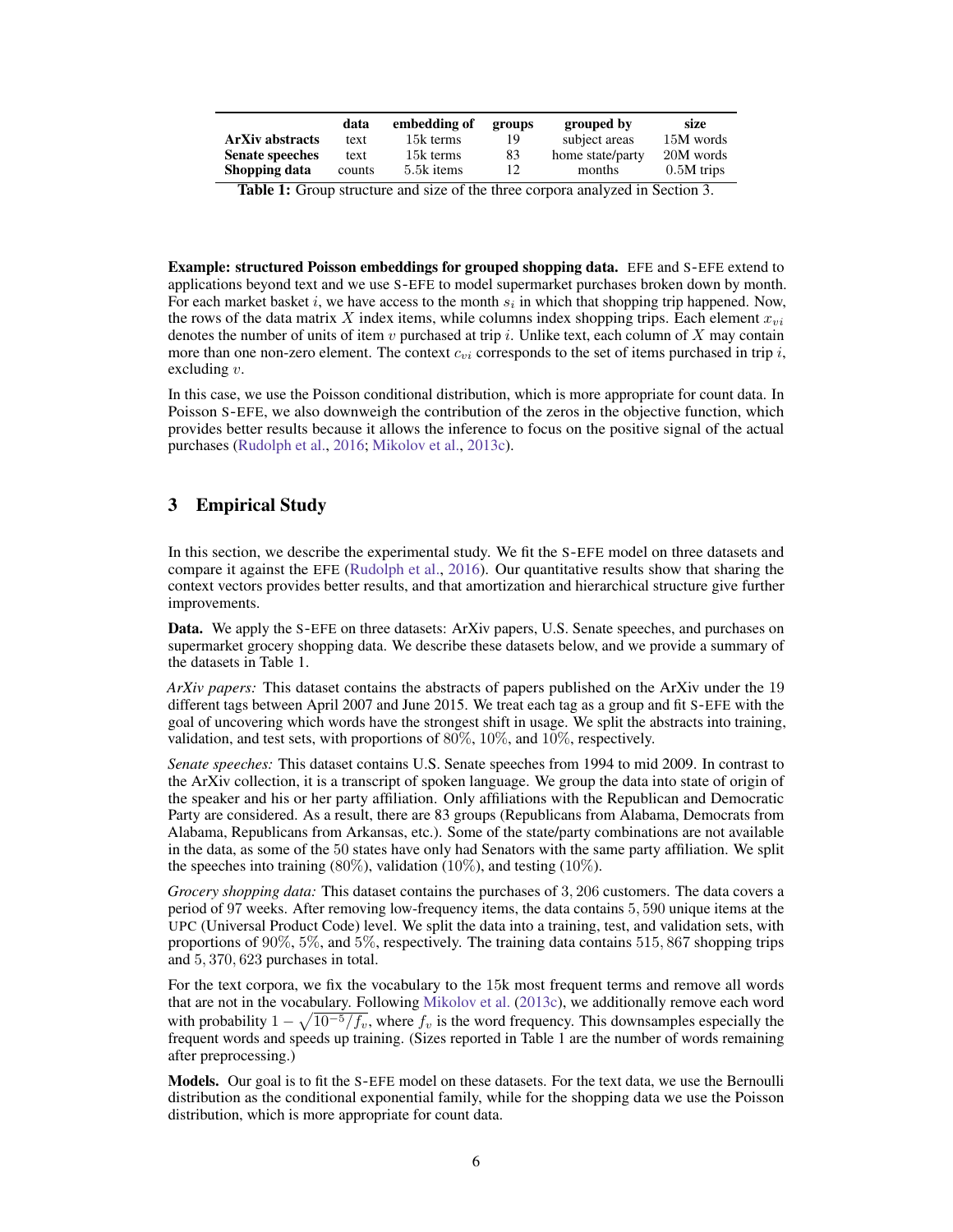| | data | embedding of | groups | grouped by | size |
|---|---|---|---|---|---|
| **ArXiv abstracts** | text | 15k terms | 19 | subject areas | 15M words |
| **Senate speeches** | text | 15k terms | 83 | home state/party | 20M words |
| **Shopping data** | counts | 5.5k items | 12 | months | 0.5M trips |

**Table 1:** Group structure and size of the three corpora analyzed in Section 3.

**Example: structured Poisson embeddings for grouped shopping data.** EFE and S-EFE extend to applications beyond text and we use S-EFE to model supermarket purchases broken down by month. For each market basket $i$, we have access to the month $s_i$ in which that shopping trip happened. Now, the rows of the data matrix $X$ index items, while columns index shopping trips. Each element $x_{vi}$ denotes the number of units of item $v$ purchased at trip $i$. Unlike text, each column of $X$ may contain more than one non-zero element. The context $c_{vi}$ corresponds to the set of items purchased in trip $i$, excluding $v$.

In this case, we use the Poisson conditional distribution, which is more appropriate for count data. In Poisson S-EFE, we also downweigh the contribution of the zeros in the objective function, which provides better results because it allows the inference to focus on the positive signal of the actual purchases (Rudolph et al., 2016; Mikolov et al., 2013c).

## 3 Empirical Study

In this section, we describe the experimental study. We fit the S-EFE model on three datasets and compare it against the EFE (Rudolph et al., 2016). Our quantitative results show that sharing the context vectors provides better results, and that amortization and hierarchical structure give further improvements.

**Data.** We apply the S-EFE on three datasets: ArXiv papers, U.S. Senate speeches, and purchases on supermarket grocery shopping data. We describe these datasets below, and we provide a summary of the datasets in Table 1.

*ArXiv papers:* This dataset contains the abstracts of papers published on the ArXiv under the 19 different tags between April 2007 and June 2015. We treat each tag as a group and fit S-EFE with the goal of uncovering which words have the strongest shift in usage. We split the abstracts into training, validation, and test sets, with proportions of $80\%$, $10\%$, and $10\%$, respectively.

*Senate speeches:* This dataset contains U.S. Senate speeches from 1994 to mid 2009. In contrast to the ArXiv collection, it is a transcript of spoken language. We group the data into state of origin of the speaker and his or her party affiliation. Only affiliations with the Republican and Democratic Party are considered. As a result, there are 83 groups (Republicans from Alabama, Democrats from Alabama, Republicans from Arkansas, etc.). Some of the state/party combinations are not available in the data, as some of the 50 states have only had Senators with the same party affiliation. We split the speeches into training ($80\%$), validation ($10\%$), and testing ($10\%$).

*Grocery shopping data:* This dataset contains the purchases of $3,206$ customers. The data covers a period of 97 weeks. After removing low-frequency items, the data contains $5,590$ unique items at the UPC (Universal Product Code) level. We split the data into a training, test, and validation sets, with proportions of $90\%$, $5\%$, and $5\%$, respectively. The training data contains $515,867$ shopping trips and $5,370,623$ purchases in total.

For the text corpora, we fix the vocabulary to the 15k most frequent terms and remove all words that are not in the vocabulary. Following Mikolov et al. (2013c), we additionally remove each word with probability $1 - \sqrt{10^{-5}/f_v}$, where $f_v$ is the word frequency. This downsamples especially the frequent words and speeds up training. (Sizes reported in Table 1 are the number of words remaining after preprocessing.)

**Models.** Our goal is to fit the S-EFE model on these datasets. For the text data, we use the Bernoulli distribution as the conditional exponential family, while for the shopping data we use the Poisson distribution, which is more appropriate for count data.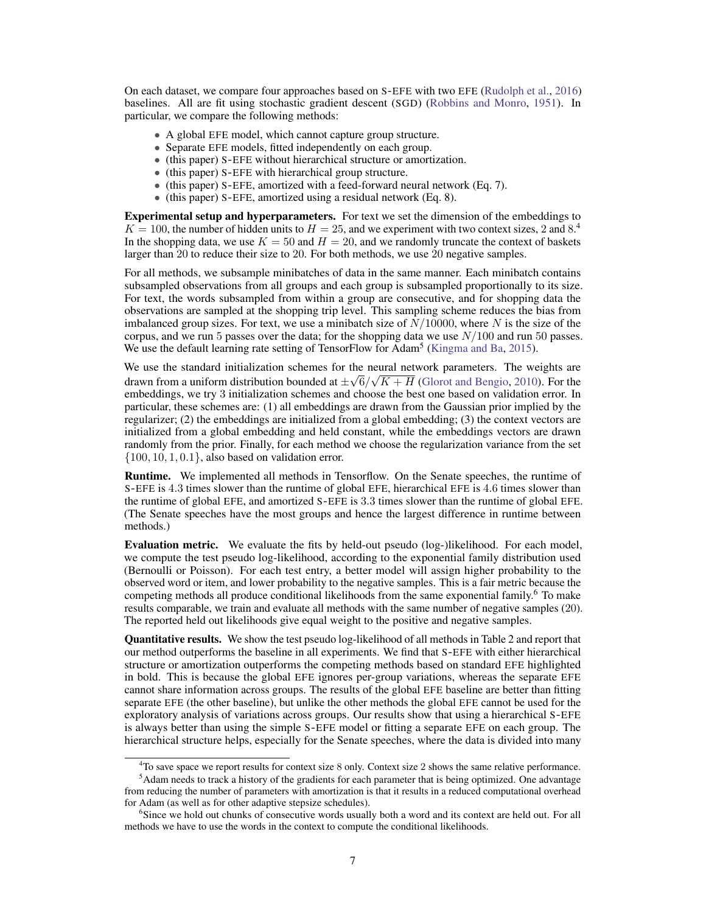On each dataset, we compare four approaches based on S-EFE with two EFE (Rudolph et al., 2016) baselines. All are fit using stochastic gradient descent (SGD) (Robbins and Monro, 1951). In particular, we compare the following methods:

- A global EFE model, which cannot capture group structure.
- Separate EFE models, fitted independently on each group.
- (this paper) S-EFE without hierarchical structure or amortization.
- (this paper) S-EFE with hierarchical group structure.
- (this paper) S-EFE, amortized with a feed-forward neural network (Eq. 7).
- (this paper) S-EFE, amortized using a residual network (Eq. 8).

**Experimental setup and hyperparameters.** For text we set the dimension of the embeddings to $K = 100$, the number of hidden units to $H = 25$, and we experiment with two context sizes, 2 and 8.[4] In the shopping data, we use $K = 50$ and $H = 20$, and we randomly truncate the context of baskets larger than 20 to reduce their size to 20. For both methods, we use 20 negative samples.

For all methods, we subsample minibatches of data in the same manner. Each minibatch contains subsampled observations from all groups and each group is subsampled proportionally to its size. For text, the words subsampled from within a group are consecutive, and for shopping data the observations are sampled at the shopping trip level. This sampling scheme reduces the bias from imbalanced group sizes. For text, we use a minibatch size of $N/10000$, where $N$ is the size of the corpus, and we run 5 passes over the data; for the shopping data we use $N/100$ and run 50 passes. We use the default learning rate setting of TensorFlow for Adam[5] (Kingma and Ba, 2015).

We use the standard initialization schemes for the neural network parameters. The weights are drawn from a uniform distribution bounded at $\pm\sqrt{6}/\sqrt{K+H}$ (Glorot and Bengio, 2010). For the embeddings, we try 3 initialization schemes and choose the best one based on validation error. In particular, these schemes are: (1) all embeddings are drawn from the Gaussian prior implied by the regularizer; (2) the embeddings are initialized from a global embedding; (3) the context vectors are initialized from a global embedding and held constant, while the embeddings vectors are drawn randomly from the prior. Finally, for each method we choose the regularization variance from the set $\{100, 10, 1, 0.1\}$, also based on validation error.

**Runtime.** We implemented all methods in Tensorflow. On the Senate speeches, the runtime of S-EFE is 4.3 times slower than the runtime of global EFE, hierarchical EFE is 4.6 times slower than the runtime of global EFE, and amortized S-EFE is 3.3 times slower than the runtime of global EFE. (The Senate speeches have the most groups and hence the largest difference in runtime between methods.)

**Evaluation metric.** We evaluate the fits by held-out pseudo (log-)likelihood. For each model, we compute the test pseudo log-likelihood, according to the exponential family distribution used (Bernoulli or Poisson). For each test entry, a better model will assign higher probability to the observed word or item, and lower probability to the negative samples. This is a fair metric because the competing methods all produce conditional likelihoods from the same exponential family.[6] To make results comparable, we train and evaluate all methods with the same number of negative samples (20). The reported held out likelihoods give equal weight to the positive and negative samples.

**Quantitative results.** We show the test pseudo log-likelihood of all methods in Table 2 and report that our method outperforms the baseline in all experiments. We find that S-EFE with either hierarchical structure or amortization outperforms the competing methods based on standard EFE highlighted in bold. This is because the global EFE ignores per-group variations, whereas the separate EFE cannot share information across groups. The results of the global EFE baseline are better than fitting separate EFE (the other baseline), but unlike the other methods the global EFE cannot be used for the exploratory analysis of variations across groups. Our results show that using a hierarchical S-EFE is always better than using the simple S-EFE model or fitting a separate EFE on each group. The hierarchical structure helps, especially for the Senate speeches, where the data is divided into many

---

[4] To save space we report results for context size 8 only. Context size 2 shows the same relative performance.

[5] Adam needs to track a history of the gradients for each parameter that is being optimized. One advantage from reducing the number of parameters with amortization is that it results in a reduced computational overhead for Adam (as well as for other adaptive stepsize schedules).

[6] Since we hold out chunks of consecutive words usually both a word and its context are held out. For all methods we have to use the words in the context to compute the conditional likelihoods.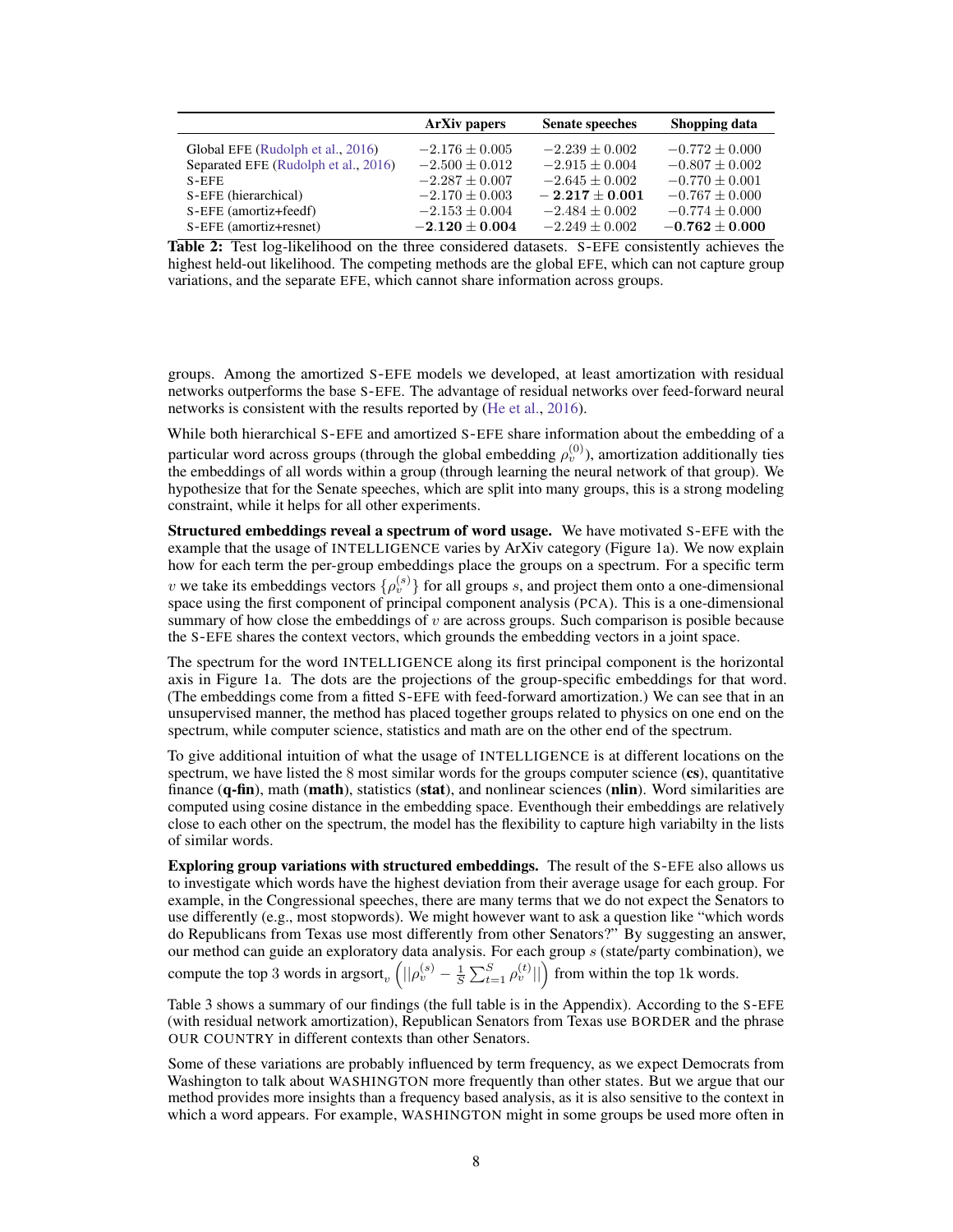| | ArXiv papers | Senate speeches | Shopping data |
|---|---|---|---|
| Global EFE (Rudolph et al., 2016) | $-2.176 \pm 0.005$ | $-2.239 \pm 0.002$ | $-0.772 \pm 0.000$ |
| Separated EFE (Rudolph et al., 2016) | $-2.500 \pm 0.012$ | $-2.915 \pm 0.004$ | $-0.807 \pm 0.002$ |
| S-EFE | $-2.287 \pm 0.007$ | $-2.645 \pm 0.002$ | $-0.770 \pm 0.001$ |
| S-EFE (hierarchical) | $-2.170 \pm 0.003$ | $\mathbf{-2.217 \pm 0.001}$ | $-0.767 \pm 0.000$ |
| S-EFE (amortiz+feedf) | $-2.153 \pm 0.004$ | $-2.484 \pm 0.002$ | $-0.774 \pm 0.000$ |
| S-EFE (amortiz+resnet) | $\mathbf{-2.120 \pm 0.004}$ | $-2.249 \pm 0.002$ | $\mathbf{-0.762 \pm 0.000}$ |

**Table 2:** Test log-likelihood on the three considered datasets. S-EFE consistently achieves the highest held-out likelihood. The competing methods are the global EFE, which can not capture group variations, and the separate EFE, which cannot share information across groups.

groups. Among the amortized S-EFE models we developed, at least amortization with residual networks outperforms the base S-EFE. The advantage of residual networks over feed-forward neural networks is consistent with the results reported by (He et al., 2016).

While both hierarchical S-EFE and amortized S-EFE share information about the embedding of a particular word across groups (through the global embedding $\rho_v^{(0)}$), amortization additionally ties the embeddings of all words within a group (through learning the neural network of that group). We hypothesize that for the Senate speeches, which are split into many groups, this is a strong modeling constraint, while it helps for all other experiments.

**Structured embeddings reveal a spectrum of word usage.** We have motivated S-EFE with the example that the usage of INTELLIGENCE varies by ArXiv category (Figure 1a). We now explain how for each term the per-group embeddings place the groups on a spectrum. For a specific term $v$ we take its embeddings vectors $\{\rho_v^{(s)}\}$ for all groups $s$, and project them onto a one-dimensional space using the first component of principal component analysis (PCA). This is a one-dimensional summary of how close the embeddings of $v$ are across groups. Such comparison is posible because the S-EFE shares the context vectors, which grounds the embedding vectors in a joint space.

The spectrum for the word INTELLIGENCE along its first principal component is the horizontal axis in Figure 1a. The dots are the projections of the group-specific embeddings for that word. (The embeddings come from a fitted S-EFE with feed-forward amortization.) We can see that in an unsupervised manner, the method has placed together groups related to physics on one end on the spectrum, while computer science, statistics and math are on the other end of the spectrum.

To give additional intuition of what the usage of INTELLIGENCE is at different locations on the spectrum, we have listed the 8 most similar words for the groups computer science (**cs**), quantitative finance (**q-fin**), math (**math**), statistics (**stat**), and nonlinear sciences (**nlin**). Word similarities are computed using cosine distance in the embedding space. Eventhough their embeddings are relatively close to each other on the spectrum, the model has the flexibility to capture high variabilty in the lists of similar words.

**Exploring group variations with structured embeddings.** The result of the S-EFE also allows us to investigate which words have the highest deviation from their average usage for each group. For example, in the Congressional speeches, there are many terms that we do not expect the Senators to use differently (e.g., most stopwords). We might however want to ask a question like "which words do Republicans from Texas use most differently from other Senators?" By suggesting an answer, our method can guide an exploratory data analysis. For each group $s$ (state/party combination), we compute the top 3 words in $\text{argsort}_v \left( ||\rho_v^{(s)} - \frac{1}{S}\sum_{t=1}^{S} \rho_v^{(t)}|| \right)$ from within the top 1k words.

Table 3 shows a summary of our findings (the full table is in the Appendix). According to the S-EFE (with residual network amortization), Republican Senators from Texas use BORDER and the phrase OUR COUNTRY in different contexts than other Senators.

Some of these variations are probably influenced by term frequency, as we expect Democrats from Washington to talk about WASHINGTON more frequently than other states. But we argue that our method provides more insights than a frequency based analysis, as it is also sensitive to the context in which a word appears. For example, WASHINGTON might in some groups be used more often in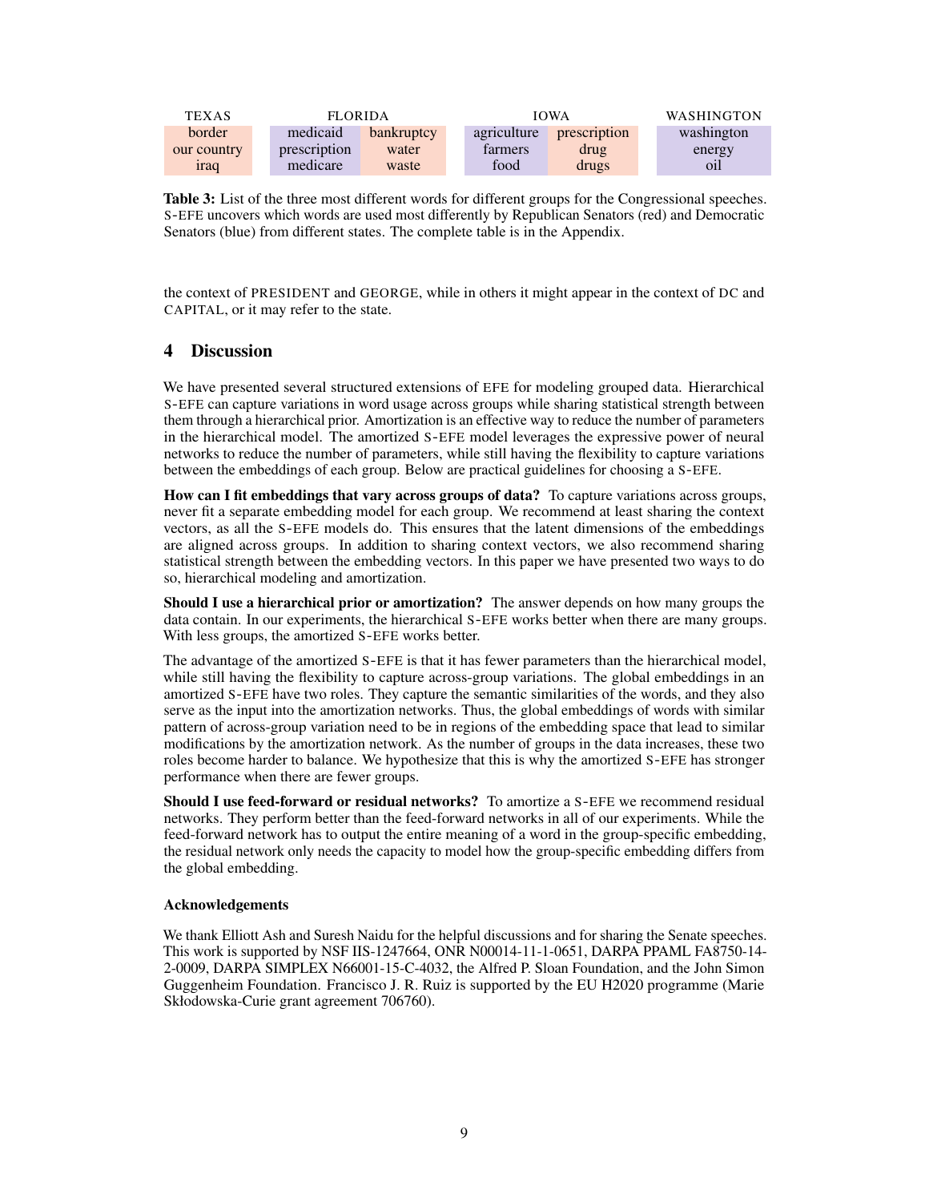| TEXAS | FLORIDA | | IOWA | | WASHINGTON |
|---|---|---|---|---|---|
| border | medicaid | bankruptcy | agriculture | prescription | washington |
| our country | prescription | water | farmers | drug | energy |
| iraq | medicare | waste | food | drugs | oil |

**Table 3:** List of the three most different words for different groups for the Congressional speeches. S-EFE uncovers which words are used most differently by Republican Senators (red) and Democratic Senators (blue) from different states. The complete table is in the Appendix.

the context of PRESIDENT and GEORGE, while in others it might appear in the context of DC and CAPITAL, or it may refer to the state.

## 4 Discussion

We have presented several structured extensions of EFE for modeling grouped data. Hierarchical S-EFE can capture variations in word usage across groups while sharing statistical strength between them through a hierarchical prior. Amortization is an effective way to reduce the number of parameters in the hierarchical model. The amortized S-EFE model leverages the expressive power of neural networks to reduce the number of parameters, while still having the flexibility to capture variations between the embeddings of each group. Below are practical guidelines for choosing a S-EFE.

**How can I fit embeddings that vary across groups of data?** To capture variations across groups, never fit a separate embedding model for each group. We recommend at least sharing the context vectors, as all the S-EFE models do. This ensures that the latent dimensions of the embeddings are aligned across groups. In addition to sharing context vectors, we also recommend sharing statistical strength between the embedding vectors. In this paper we have presented two ways to do so, hierarchical modeling and amortization.

**Should I use a hierarchical prior or amortization?** The answer depends on how many groups the data contain. In our experiments, the hierarchical S-EFE works better when there are many groups. With less groups, the amortized S-EFE works better.

The advantage of the amortized S-EFE is that it has fewer parameters than the hierarchical model, while still having the flexibility to capture across-group variations. The global embeddings in an amortized S-EFE have two roles. They capture the semantic similarities of the words, and they also serve as the input into the amortization networks. Thus, the global embeddings of words with similar pattern of across-group variation need to be in regions of the embedding space that lead to similar modifications by the amortization network. As the number of groups in the data increases, these two roles become harder to balance. We hypothesize that this is why the amortized S-EFE has stronger performance when there are fewer groups.

**Should I use feed-forward or residual networks?** To amortize a S-EFE we recommend residual networks. They perform better than the feed-forward networks in all of our experiments. While the feed-forward network has to output the entire meaning of a word in the group-specific embedding, the residual network only needs the capacity to model how the group-specific embedding differs from the global embedding.

### Acknowledgements

We thank Elliott Ash and Suresh Naidu for the helpful discussions and for sharing the Senate speeches. This work is supported by NSF IIS-1247664, ONR N00014-11-1-0651, DARPA PPAML FA8750-14-2-0009, DARPA SIMPLEX N66001-15-C-4032, the Alfred P. Sloan Foundation, and the John Simon Guggenheim Foundation. Francisco J. R. Ruiz is supported by the EU H2020 programme (Marie Skłodowska-Curie grant agreement 706760).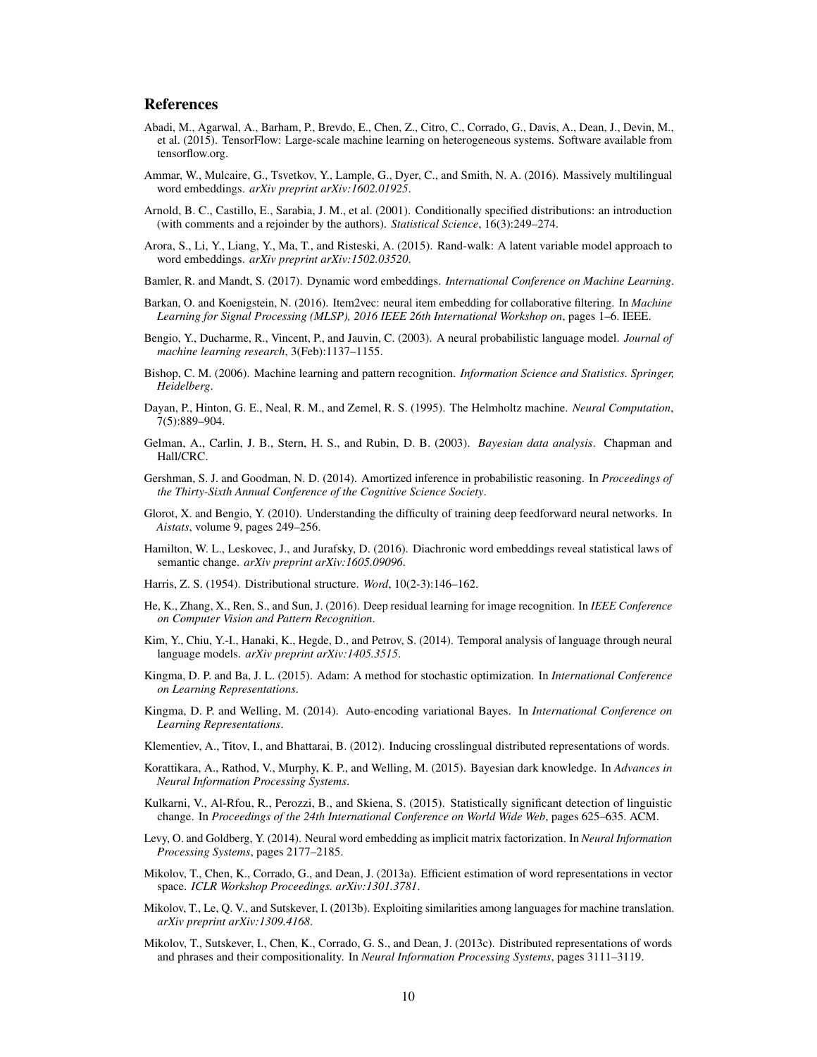## References

Abadi, M., Agarwal, A., Barham, P., Brevdo, E., Chen, Z., Citro, C., Corrado, G., Davis, A., Dean, J., Devin, M., et al. (2015). TensorFlow: Large-scale machine learning on heterogeneous systems. Software available from tensorflow.org.

Ammar, W., Mulcaire, G., Tsvetkov, Y., Lample, G., Dyer, C., and Smith, N. A. (2016). Massively multilingual word embeddings. *arXiv preprint arXiv:1602.01925*.

Arnold, B. C., Castillo, E., Sarabia, J. M., et al. (2001). Conditionally specified distributions: an introduction (with comments and a rejoinder by the authors). *Statistical Science*, 16(3):249–274.

Arora, S., Li, Y., Liang, Y., Ma, T., and Risteski, A. (2015). Rand-walk: A latent variable model approach to word embeddings. *arXiv preprint arXiv:1502.03520*.

Bamler, R. and Mandt, S. (2017). Dynamic word embeddings. *International Conference on Machine Learning*.

Barkan, O. and Koenigstein, N. (2016). Item2vec: neural item embedding for collaborative filtering. In *Machine Learning for Signal Processing (MLSP), 2016 IEEE 26th International Workshop on*, pages 1–6. IEEE.

Bengio, Y., Ducharme, R., Vincent, P., and Jauvin, C. (2003). A neural probabilistic language model. *Journal of machine learning research*, 3(Feb):1137–1155.

Bishop, C. M. (2006). Machine learning and pattern recognition. *Information Science and Statistics. Springer, Heidelberg*.

Dayan, P., Hinton, G. E., Neal, R. M., and Zemel, R. S. (1995). The Helmholtz machine. *Neural Computation*, 7(5):889–904.

Gelman, A., Carlin, J. B., Stern, H. S., and Rubin, D. B. (2003). *Bayesian data analysis*. Chapman and Hall/CRC.

Gershman, S. J. and Goodman, N. D. (2014). Amortized inference in probabilistic reasoning. In *Proceedings of the Thirty-Sixth Annual Conference of the Cognitive Science Society*.

Glorot, X. and Bengio, Y. (2010). Understanding the difficulty of training deep feedforward neural networks. In *Aistats*, volume 9, pages 249–256.

Hamilton, W. L., Leskovec, J., and Jurafsky, D. (2016). Diachronic word embeddings reveal statistical laws of semantic change. *arXiv preprint arXiv:1605.09096*.

Harris, Z. S. (1954). Distributional structure. *Word*, 10(2-3):146–162.

He, K., Zhang, X., Ren, S., and Sun, J. (2016). Deep residual learning for image recognition. In *IEEE Conference on Computer Vision and Pattern Recognition*.

Kim, Y., Chiu, Y.-I., Hanaki, K., Hegde, D., and Petrov, S. (2014). Temporal analysis of language through neural language models. *arXiv preprint arXiv:1405.3515*.

Kingma, D. P. and Ba, J. L. (2015). Adam: A method for stochastic optimization. In *International Conference on Learning Representations*.

Kingma, D. P. and Welling, M. (2014). Auto-encoding variational Bayes. In *International Conference on Learning Representations*.

Klementiev, A., Titov, I., and Bhattarai, B. (2012). Inducing crosslingual distributed representations of words.

Korattikara, A., Rathod, V., Murphy, K. P., and Welling, M. (2015). Bayesian dark knowledge. In *Advances in Neural Information Processing Systems*.

Kulkarni, V., Al-Rfou, R., Perozzi, B., and Skiena, S. (2015). Statistically significant detection of linguistic change. In *Proceedings of the 24th International Conference on World Wide Web*, pages 625–635. ACM.

Levy, O. and Goldberg, Y. (2014). Neural word embedding as implicit matrix factorization. In *Neural Information Processing Systems*, pages 2177–2185.

Mikolov, T., Chen, K., Corrado, G., and Dean, J. (2013a). Efficient estimation of word representations in vector space. *ICLR Workshop Proceedings. arXiv:1301.3781*.

Mikolov, T., Le, Q. V., and Sutskever, I. (2013b). Exploiting similarities among languages for machine translation. *arXiv preprint arXiv:1309.4168*.

Mikolov, T., Sutskever, I., Chen, K., Corrado, G. S., and Dean, J. (2013c). Distributed representations of words and phrases and their compositionality. In *Neural Information Processing Systems*, pages 3111–3119.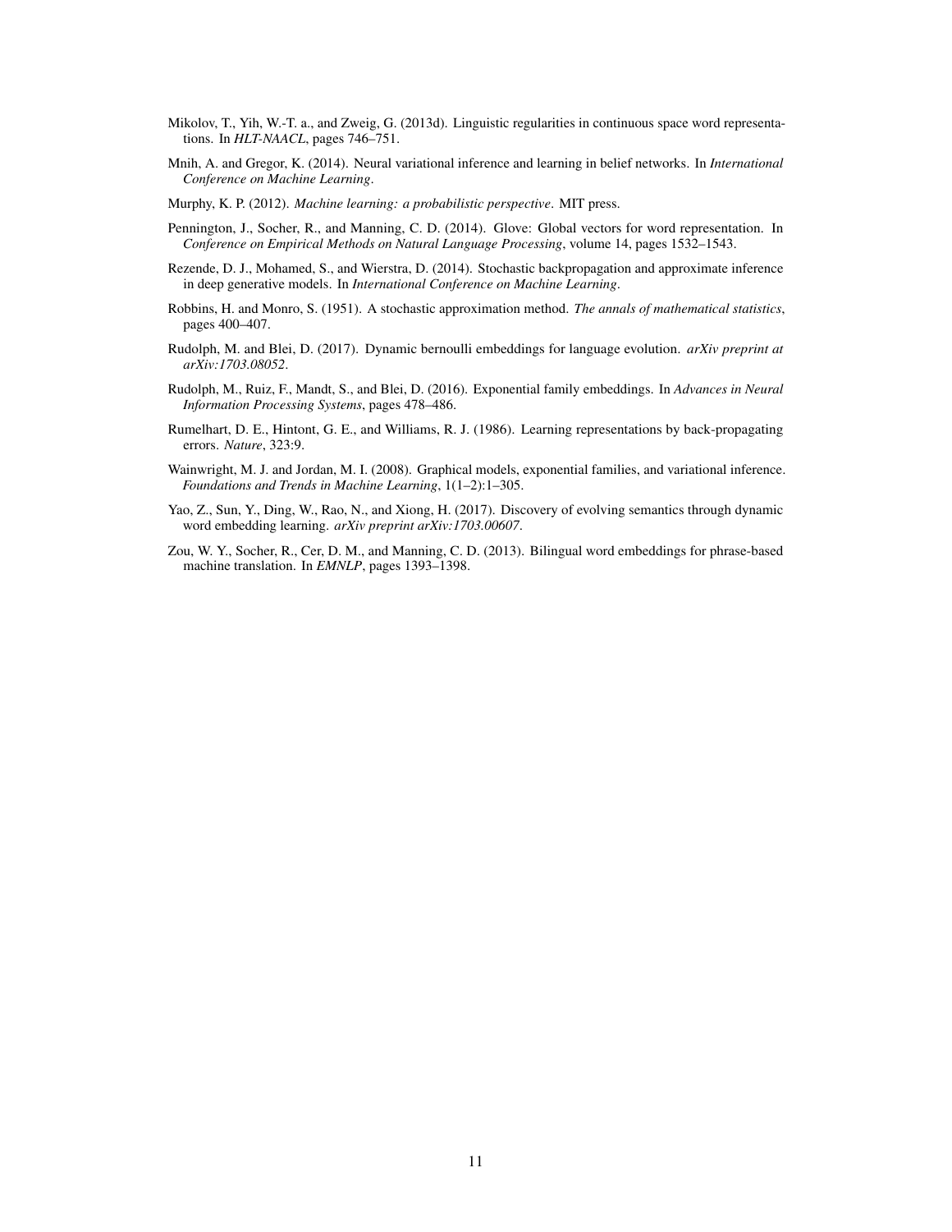Mikolov, T., Yih, W.-T. a., and Zweig, G. (2013d). Linguistic regularities in continuous space word representations. In *HLT-NAACL*, pages 746–751.

Mnih, A. and Gregor, K. (2014). Neural variational inference and learning in belief networks. In *International Conference on Machine Learning*.

Murphy, K. P. (2012). *Machine learning: a probabilistic perspective*. MIT press.

Pennington, J., Socher, R., and Manning, C. D. (2014). Glove: Global vectors for word representation. In *Conference on Empirical Methods on Natural Language Processing*, volume 14, pages 1532–1543.

Rezende, D. J., Mohamed, S., and Wierstra, D. (2014). Stochastic backpropagation and approximate inference in deep generative models. In *International Conference on Machine Learning*.

Robbins, H. and Monro, S. (1951). A stochastic approximation method. *The annals of mathematical statistics*, pages 400–407.

Rudolph, M. and Blei, D. (2017). Dynamic bernoulli embeddings for language evolution. *arXiv preprint at arXiv:1703.08052*.

Rudolph, M., Ruiz, F., Mandt, S., and Blei, D. (2016). Exponential family embeddings. In *Advances in Neural Information Processing Systems*, pages 478–486.

Rumelhart, D. E., Hintont, G. E., and Williams, R. J. (1986). Learning representations by back-propagating errors. *Nature*, 323:9.

Wainwright, M. J. and Jordan, M. I. (2008). Graphical models, exponential families, and variational inference. *Foundations and Trends in Machine Learning*, 1(1–2):1–305.

Yao, Z., Sun, Y., Ding, W., Rao, N., and Xiong, H. (2017). Discovery of evolving semantics through dynamic word embedding learning. *arXiv preprint arXiv:1703.00607*.

Zou, W. Y., Socher, R., Cer, D. M., and Manning, C. D. (2013). Bilingual word embeddings for phrase-based machine translation. In *EMNLP*, pages 1393–1398.